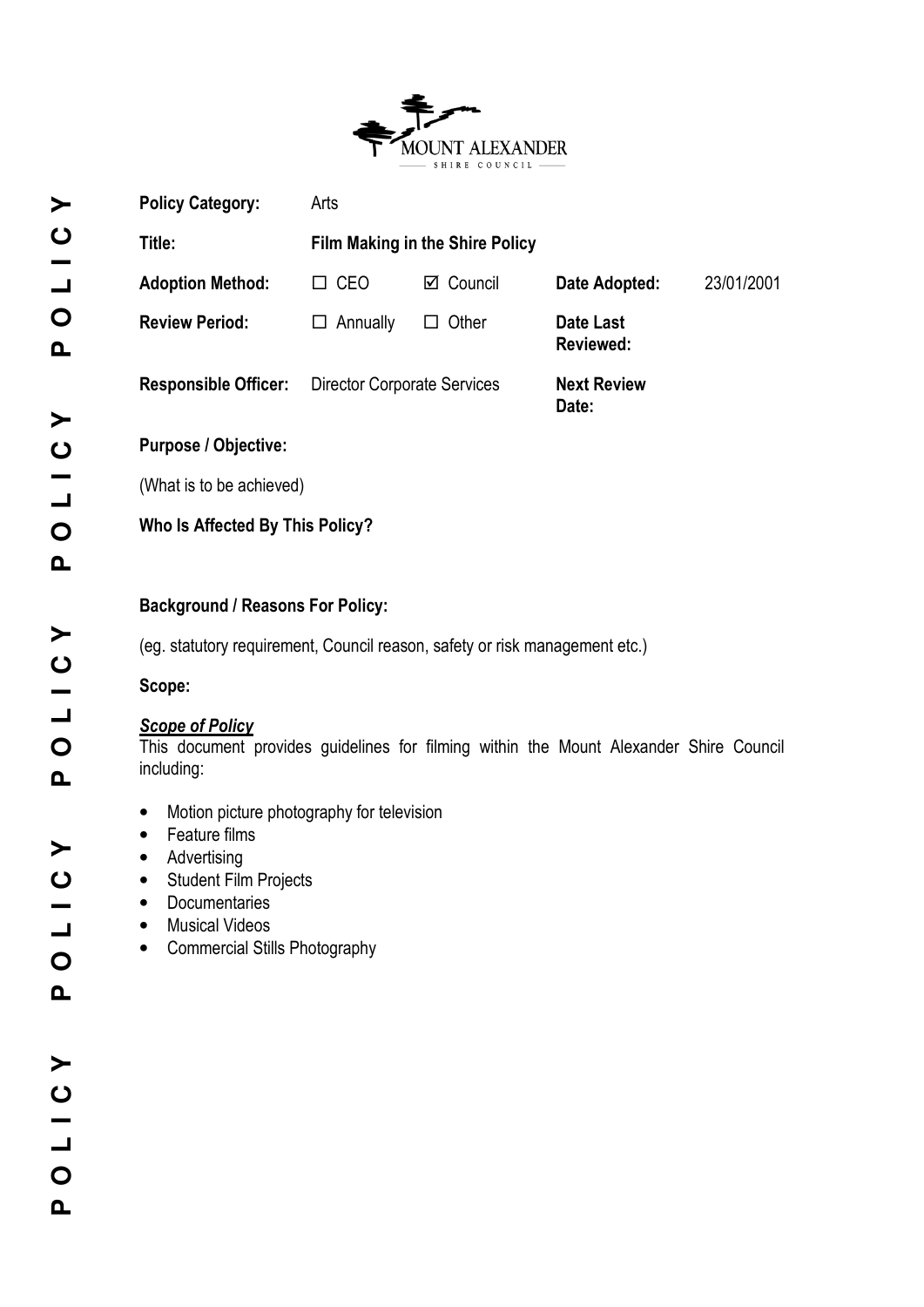MOUNT ALEXANDER
SHIRE COUNCIL

| | | | | |
|---|---|---|---|---|
| **Policy Category:** | Arts | | | |
| **Title:** | **Film Making in the Shire Policy** | | | |
| **Adoption Method:** | ☐ CEO | ☑ Council | **Date Adopted:** | 23/01/2001 |
| **Review Period:** | ☐ Annually | ☐ Other | **Date Last Reviewed:** | |
| **Responsible Officer:** | Director Corporate Services | | **Next Review Date:** | |

**Purpose / Objective:**

(What is to be achieved)

**Who Is Affected By This Policy?**

**Background / Reasons For Policy:**

(eg. statutory requirement, Council reason, safety or risk management etc.)

**Scope:**

***Scope of Policy***

This document provides guidelines for filming within the Mount Alexander Shire Council including:

- Motion picture photography for television
- Feature films
- Advertising
- Student Film Projects
- Documentaries
- Musical Videos
- Commercial Stills Photography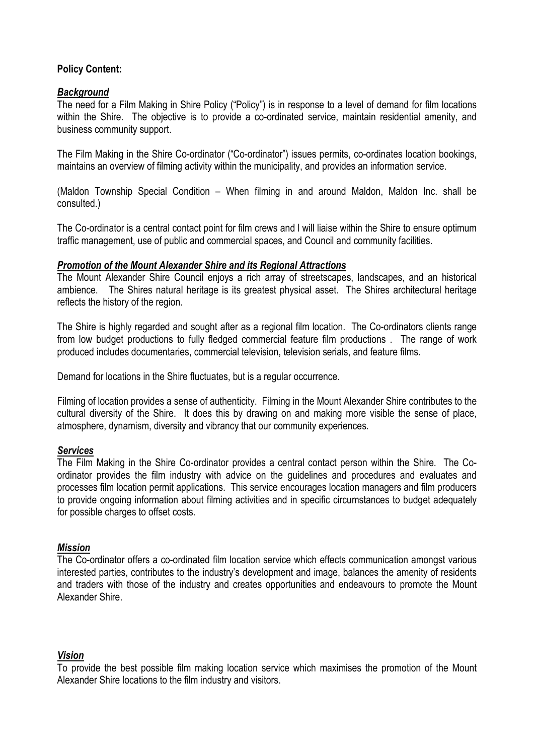**Policy Content:**

***Background***

The need for a Film Making in Shire Policy ("Policy") is in response to a level of demand for film locations within the Shire. The objective is to provide a co-ordinated service, maintain residential amenity, and business community support.

The Film Making in the Shire Co-ordinator ("Co-ordinator") issues permits, co-ordinates location bookings, maintains an overview of filming activity within the municipality, and provides an information service.

(Maldon Township Special Condition – When filming in and around Maldon, Maldon Inc. shall be consulted.)

The Co-ordinator is a central contact point for film crews and I will liaise within the Shire to ensure optimum traffic management, use of public and commercial spaces, and Council and community facilities.

***Promotion of the Mount Alexander Shire and its Regional Attractions***

The Mount Alexander Shire Council enjoys a rich array of streetscapes, landscapes, and an historical ambience. The Shires natural heritage is its greatest physical asset. The Shires architectural heritage reflects the history of the region.

The Shire is highly regarded and sought after as a regional film location. The Co-ordinators clients range from low budget productions to fully fledged commercial feature film productions . The range of work produced includes documentaries, commercial television, television serials, and feature films.

Demand for locations in the Shire fluctuates, but is a regular occurrence.

Filming of location provides a sense of authenticity. Filming in the Mount Alexander Shire contributes to the cultural diversity of the Shire. It does this by drawing on and making more visible the sense of place, atmosphere, dynamism, diversity and vibrancy that our community experiences.

***Services***

The Film Making in the Shire Co-ordinator provides a central contact person within the Shire. The Co-ordinator provides the film industry with advice on the guidelines and procedures and evaluates and processes film location permit applications. This service encourages location managers and film producers to provide ongoing information about filming activities and in specific circumstances to budget adequately for possible charges to offset costs.

***Mission***

The Co-ordinator offers a co-ordinated film location service which effects communication amongst various interested parties, contributes to the industry's development and image, balances the amenity of residents and traders with those of the industry and creates opportunities and endeavours to promote the Mount Alexander Shire.

***Vision***

To provide the best possible film making location service which maximises the promotion of the Mount Alexander Shire locations to the film industry and visitors.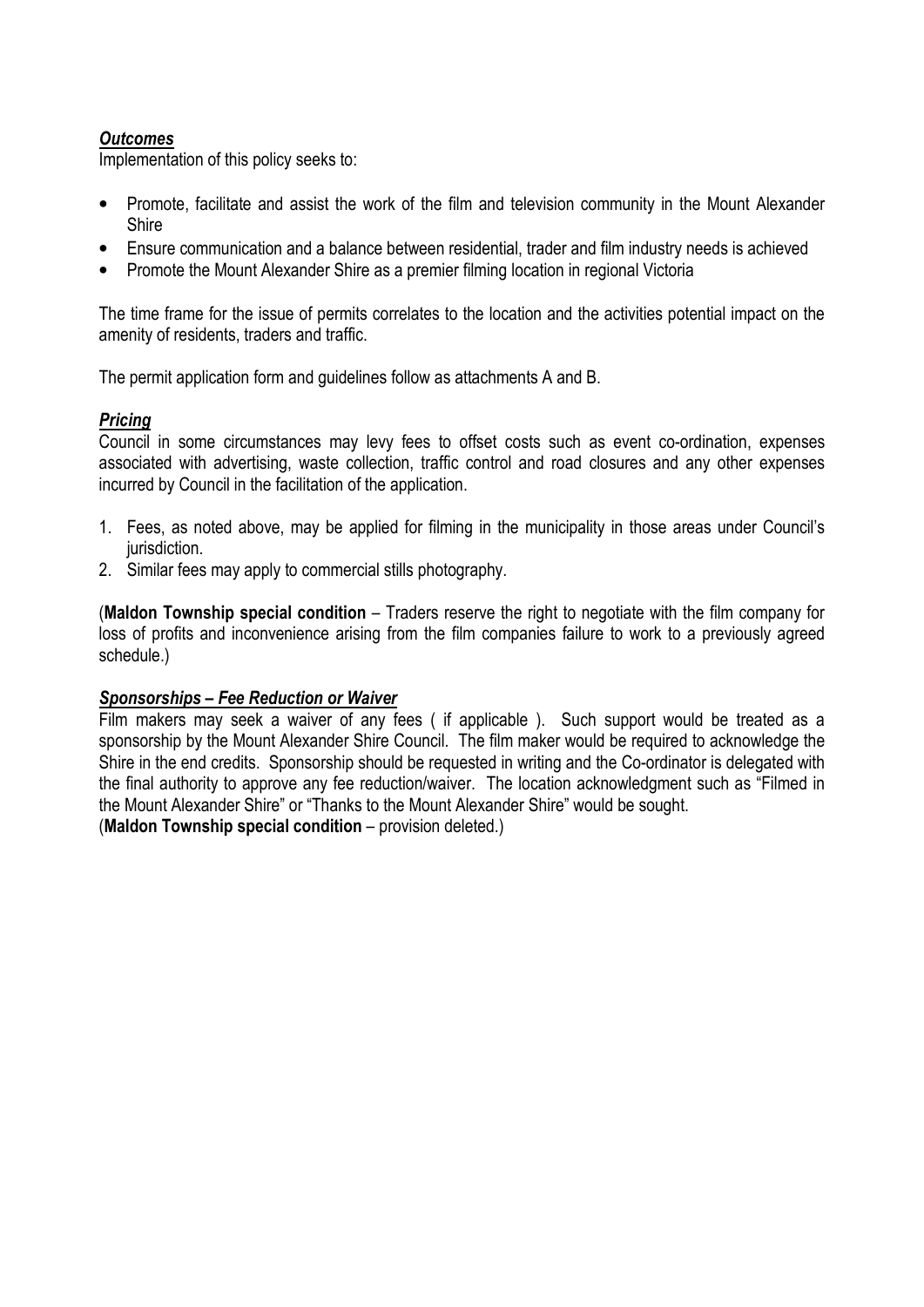***Outcomes***

Implementation of this policy seeks to:

- Promote, facilitate and assist the work of the film and television community in the Mount Alexander Shire
- Ensure communication and a balance between residential, trader and film industry needs is achieved
- Promote the Mount Alexander Shire as a premier filming location in regional Victoria

The time frame for the issue of permits correlates to the location and the activities potential impact on the amenity of residents, traders and traffic.

The permit application form and guidelines follow as attachments A and B.

***Pricing***

Council in some circumstances may levy fees to offset costs such as event co-ordination, expenses associated with advertising, waste collection, traffic control and road closures and any other expenses incurred by Council in the facilitation of the application.

1. Fees, as noted above, may be applied for filming in the municipality in those areas under Council's jurisdiction.
2. Similar fees may apply to commercial stills photography.

(**Maldon Township special condition** – Traders reserve the right to negotiate with the film company for loss of profits and inconvenience arising from the film companies failure to work to a previously agreed schedule.)

***Sponsorships – Fee Reduction or Waiver***

Film makers may seek a waiver of any fees ( if applicable ). Such support would be treated as a sponsorship by the Mount Alexander Shire Council. The film maker would be required to acknowledge the Shire in the end credits. Sponsorship should be requested in writing and the Co-ordinator is delegated with the final authority to approve any fee reduction/waiver. The location acknowledgment such as "Filmed in the Mount Alexander Shire" or "Thanks to the Mount Alexander Shire" would be sought.

(**Maldon Township special condition** – provision deleted.)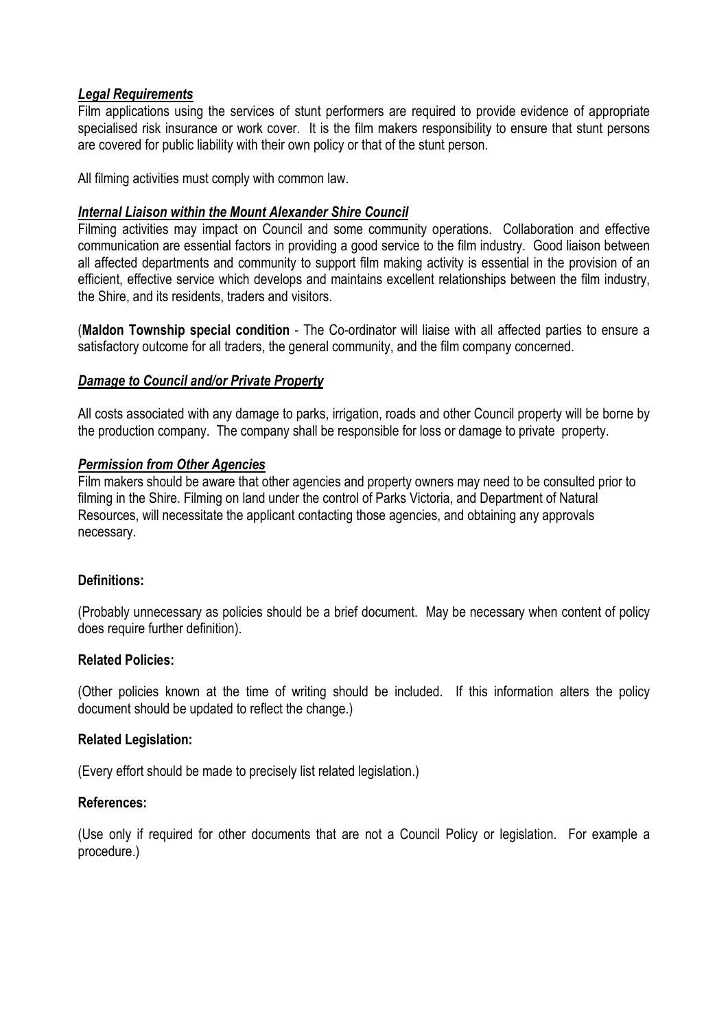***Legal Requirements***

Film applications using the services of stunt performers are required to provide evidence of appropriate specialised risk insurance or work cover. It is the film makers responsibility to ensure that stunt persons are covered for public liability with their own policy or that of the stunt person.

All filming activities must comply with common law.

***Internal Liaison within the Mount Alexander Shire Council***

Filming activities may impact on Council and some community operations. Collaboration and effective communication are essential factors in providing a good service to the film industry. Good liaison between all affected departments and community to support film making activity is essential in the provision of an efficient, effective service which develops and maintains excellent relationships between the film industry, the Shire, and its residents, traders and visitors.

(**Maldon Township special condition** - The Co-ordinator will liaise with all affected parties to ensure a satisfactory outcome for all traders, the general community, and the film company concerned.

***Damage to Council and/or Private Property***

All costs associated with any damage to parks, irrigation, roads and other Council property will be borne by the production company. The company shall be responsible for loss or damage to private property.

***Permission from Other Agencies***

Film makers should be aware that other agencies and property owners may need to be consulted prior to filming in the Shire. Filming on land under the control of Parks Victoria, and Department of Natural Resources, will necessitate the applicant contacting those agencies, and obtaining any approvals necessary.

**Definitions:**

(Probably unnecessary as policies should be a brief document. May be necessary when content of policy does require further definition).

**Related Policies:**

(Other policies known at the time of writing should be included. If this information alters the policy document should be updated to reflect the change.)

**Related Legislation:**

(Every effort should be made to precisely list related legislation.)

**References:**

(Use only if required for other documents that are not a Council Policy or legislation. For example a procedure.)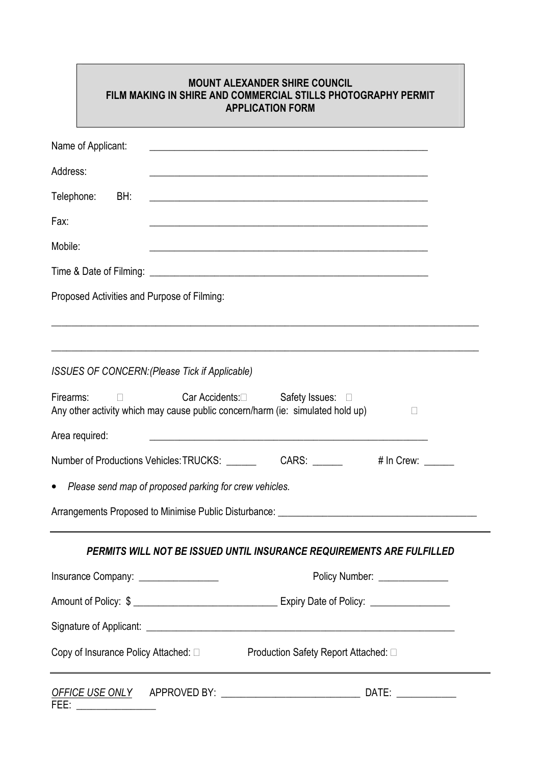**MOUNT ALEXANDER SHIRE COUNCIL**
**FILM MAKING IN SHIRE AND COMMERCIAL STILLS PHOTOGRAPHY PERMIT APPLICATION FORM**

Name of Applicant: ____________________________________________________________

Address: ____________________________________________________________

Telephone: BH: ____________________________________________________________

Fax: ____________________________________________________________

Mobile: ____________________________________________________________

Time & Date of Filming: ____________________________________________________________

Proposed Activities and Purpose of Filming:

_____________________________________________________________________________________

_____________________________________________________________________________________

*ISSUES OF CONCERN:(Please Tick if Applicable)*

Firearms: ☐ Car Accidents: ☐ Safety Issues: ☐

Any other activity which may cause public concern/harm (ie: simulated hold up) ☐

Area required: ____________________________________________________________

Number of Productions Vehicles: TRUCKS: ______ CARS: ______ # In Crew: ______

- *Please send map of proposed parking for crew vehicles.*

Arrangements Proposed to Minimise Public Disturbance: ________________________________________

---

***PERMITS WILL NOT BE ISSUED UNTIL INSURANCE REQUIREMENTS ARE FULFILLED***

Insurance Company: ________________ Policy Number: ______________

Amount of Policy: $ ____________________________ Expiry Date of Policy: ________________

Signature of Applicant: ____________________________________________________________

Copy of Insurance Policy Attached: ☐ Production Safety Report Attached: ☐

---

*OFFICE USE ONLY* APPROVED BY: ____________________________ DATE: ____________

FEE: ________________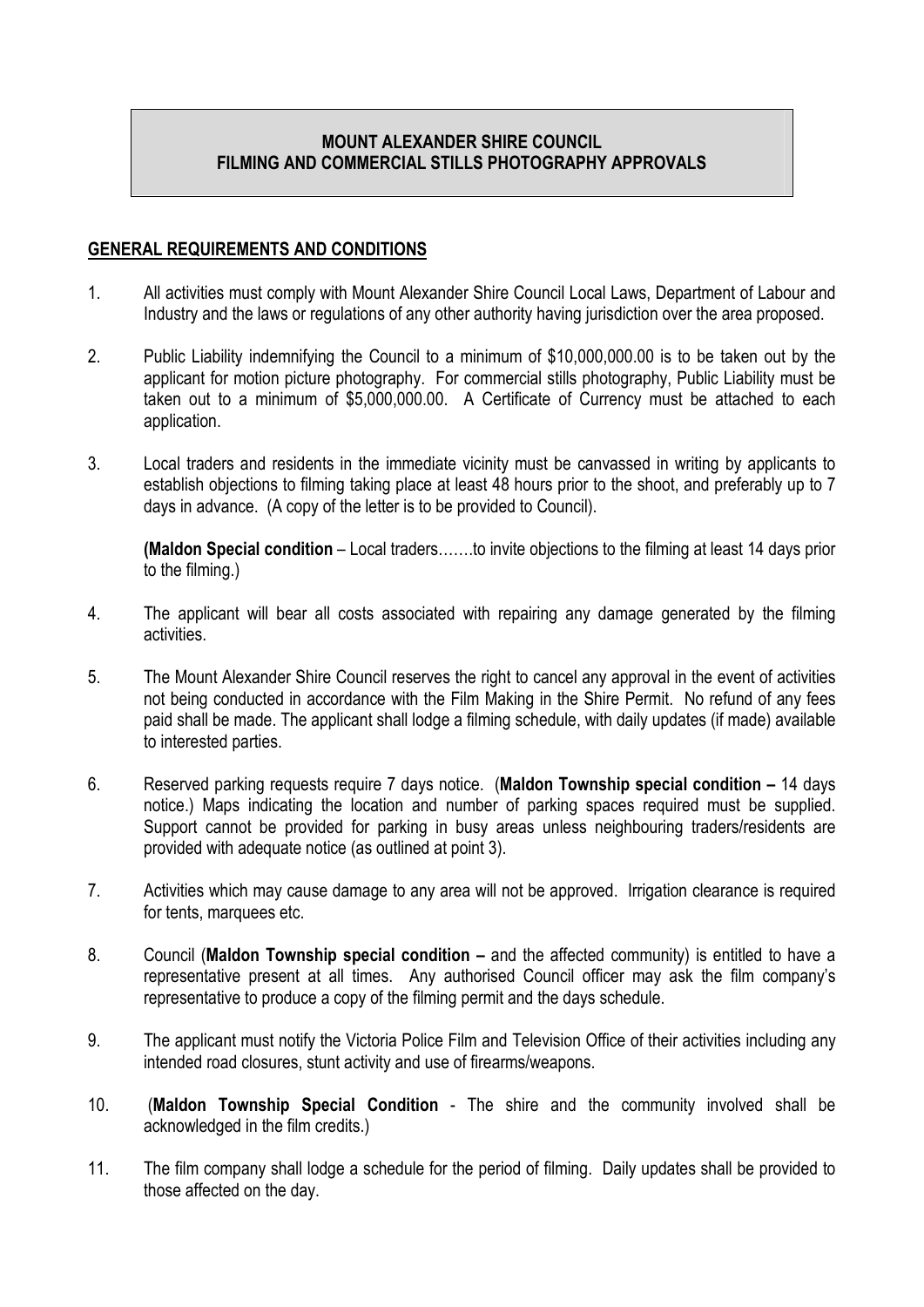# MOUNT ALEXANDER SHIRE COUNCIL
# FILMING AND COMMERCIAL STILLS PHOTOGRAPHY APPROVALS

## GENERAL REQUIREMENTS AND CONDITIONS

1. All activities must comply with Mount Alexander Shire Council Local Laws, Department of Labour and Industry and the laws or regulations of any other authority having jurisdiction over the area proposed.

2. Public Liability indemnifying the Council to a minimum of $10,000,000.00 is to be taken out by the applicant for motion picture photography. For commercial stills photography, Public Liability must be taken out to a minimum of $5,000,000.00. A Certificate of Currency must be attached to each application.

3. Local traders and residents in the immediate vicinity must be canvassed in writing by applicants to establish objections to filming taking place at least 48 hours prior to the shoot, and preferably up to 7 days in advance. (A copy of the letter is to be provided to Council).

   **(Maldon Special condition** – Local traders…….to invite objections to the filming at least 14 days prior to the filming.)

4. The applicant will bear all costs associated with repairing any damage generated by the filming activities.

5. The Mount Alexander Shire Council reserves the right to cancel any approval in the event of activities not being conducted in accordance with the Film Making in the Shire Permit. No refund of any fees paid shall be made. The applicant shall lodge a filming schedule, with daily updates (if made) available to interested parties.

6. Reserved parking requests require 7 days notice. (**Maldon Township special condition –** 14 days notice.) Maps indicating the location and number of parking spaces required must be supplied. Support cannot be provided for parking in busy areas unless neighbouring traders/residents are provided with adequate notice (as outlined at point 3).

7. Activities which may cause damage to any area will not be approved. Irrigation clearance is required for tents, marquees etc.

8. Council (**Maldon Township special condition –** and the affected community) is entitled to have a representative present at all times. Any authorised Council officer may ask the film company's representative to produce a copy of the filming permit and the days schedule.

9. The applicant must notify the Victoria Police Film and Television Office of their activities including any intended road closures, stunt activity and use of firearms/weapons.

10. (**Maldon Township Special Condition** - The shire and the community involved shall be acknowledged in the film credits.)

11. The film company shall lodge a schedule for the period of filming. Daily updates shall be provided to those affected on the day.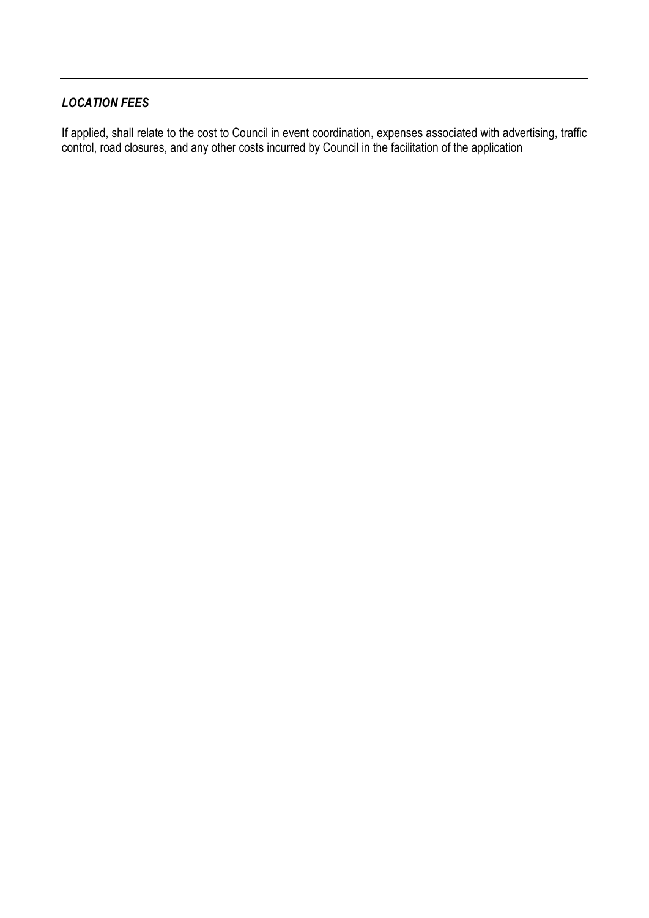***LOCATION FEES***

If applied, shall relate to the cost to Council in event coordination, expenses associated with advertising, traffic control, road closures, and any other costs incurred by Council in the facilitation of the application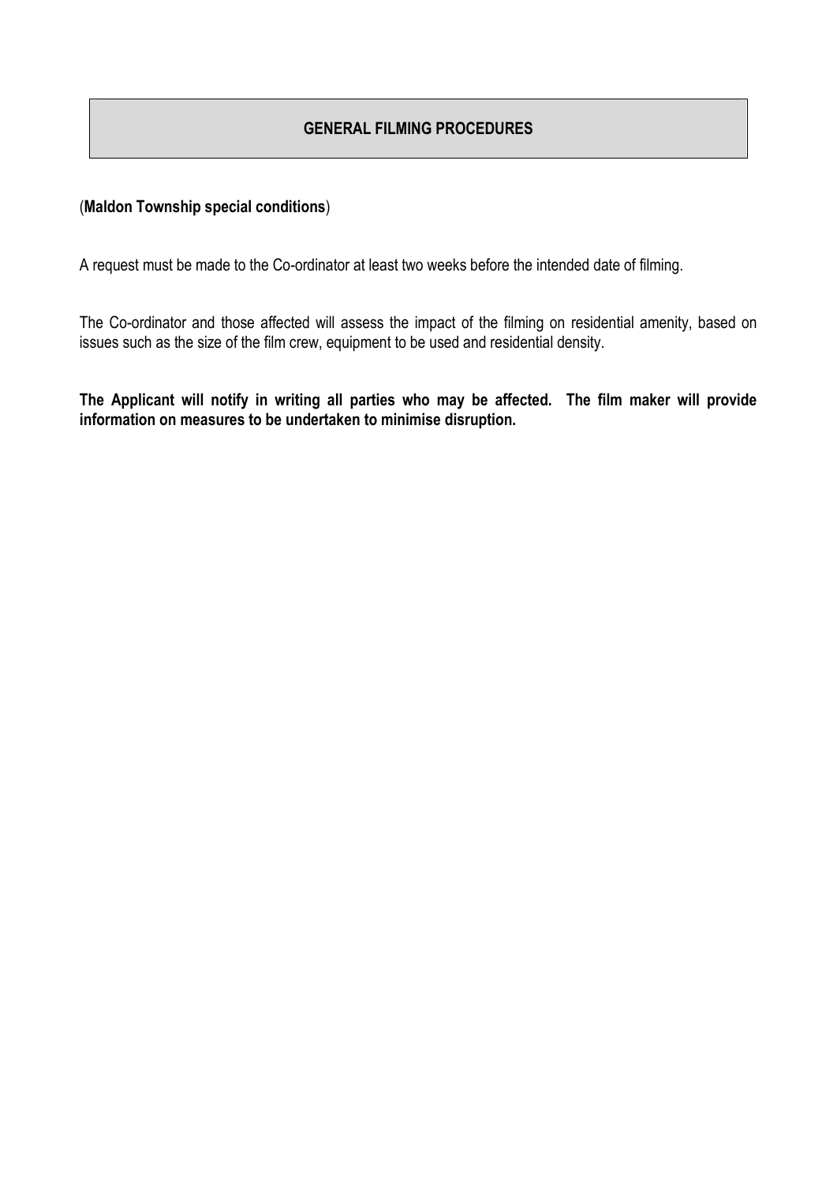## GENERAL FILMING PROCEDURES

(**Maldon Township special conditions**)

A request must be made to the Co-ordinator at least two weeks before the intended date of filming.

The Co-ordinator and those affected will assess the impact of the filming on residential amenity, based on issues such as the size of the film crew, equipment to be used and residential density.

**The Applicant will notify in writing all parties who may be affected. The film maker will provide information on measures to be undertaken to minimise disruption.**